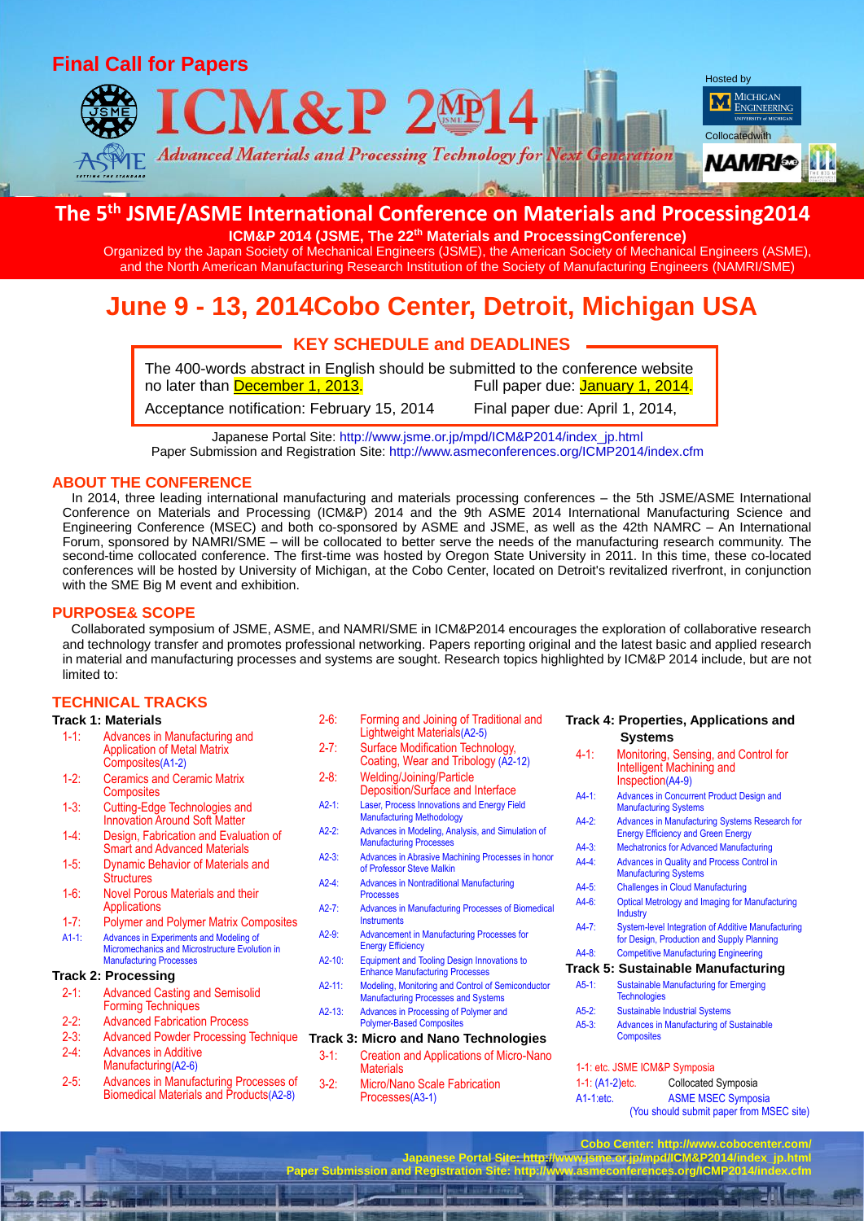# Final Call for Papers

# ICM&P 2014

*Advanced Materials and Processing Technology for Next Generation*

Hosted by Michigan Engineering, University of Michigan

Collocatedwith NAMRI/SME

## The 5th JSME/ASME International Conference on Materials and Processing2014

**ICM&P 2014 (JSME, The 22th Materials and ProcessingConference)**

Organized by the Japan Society of Mechanical Engineers (JSME), the American Society of Mechanical Engineers (ASME), and the North American Manufacturing Research Institution of the Society of Manufacturing Engineers (NAMRI/SME)

## June 9 - 13, 2014Cobo Center, Detroit, Michigan USA

### KEY SCHEDULE and DEADLINES

The 400-words abstract in English should be submitted to the conference website no later than December 1, 2013.

Full paper due: January 1, 2014.

Acceptance notification: February 15, 2014

Final paper due: April 1, 2014,

Japanese Portal Site: http://www.jsme.or.jp/mpd/ICM&P2014/index_jp.html

Paper Submission and Registration Site: http://www.asmeconferences.org/ICMP2014/index.cfm

## ABOUT THE CONFERENCE

In 2014, three leading international manufacturing and materials processing conferences – the 5th JSME/ASME International Conference on Materials and Processing (ICM&P) 2014 and the 9th ASME 2014 International Manufacturing Science and Engineering Conference (MSEC) and both co-sponsored by ASME and JSME, as well as the 42th NAMRC – An International Forum, sponsored by NAMRI/SME – will be collocated to better serve the needs of the manufacturing research community. The second-time collocated conference. The first-time was hosted by Oregon State University in 2011. In this time, these co-located conferences will be hosted by University of Michigan, at the Cobo Center, located on Detroit's revitalized riverfront, in conjunction with the SME Big M event and exhibition.

## PURPOSE& SCOPE

Collaborated symposium of JSME, ASME, and NAMRI/SME in ICM&P2014 encourages the exploration of collaborative research and technology transfer and promotes professional networking. Papers reporting original and the latest basic and applied research in material and manufacturing processes and systems are sought. Research topics highlighted by ICM&P 2014 include, but are not limited to:

## TECHNICAL TRACKS

**Track 1: Materials**

- 1-1: Advances in Manufacturing and Application of Metal Matrix Composites(A1-2)
- 1-2: Ceramics and Ceramic Matrix Composites
- 1-3: Cutting-Edge Technologies and Innovation Around Soft Matter
- 1-4: Design, Fabrication and Evaluation of Smart and Advanced Materials
- 1-5: Dynamic Behavior of Materials and Structures
- 1-6: Novel Porous Materials and their Applications
- 1-7: Polymer and Polymer Matrix Composites
- A1-1: Advances in Experiments and Modeling of Micromechanics and Microstructure Evolution in Manufacturing Processes

**Track 2: Processing**

- 2-1: Advanced Casting and Semisolid Forming Techniques
- 2-2: Advanced Fabrication Process
- 2-3: Advanced Powder Processing Technique
- 2-4: Advances in Additive Manufacturing(A2-6)
- 2-5: Advances in Manufacturing Processes of Biomedical Materials and Products(A2-8)
- 2-6: Forming and Joining of Traditional and Lightweight Materials(A2-5)
- 2-7: Surface Modification Technology, Coating, Wear and Tribology (A2-12)
- 2-8: Welding/Joining/Particle Deposition/Surface and Interface
- A2-1: Laser, Process Innovations and Energy Field Manufacturing Methodology
- A2-2: Advances in Modeling, Analysis, and Simulation of Manufacturing Processes
- A2-3: Advances in Abrasive Machining Processes in honor of Professor Steve Malkin
- A2-4: Advances in Nontraditional Manufacturing Processes
- A2-7: Advances in Manufacturing Processes of Biomedical Instruments
- A2-9: Advancement in Manufacturing Processes for Energy Efficiency
- A2-10: Equipment and Tooling Design Innovations to Enhance Manufacturing Processes
- A2-11: Modeling, Monitoring and Control of Semiconductor Manufacturing Processes and Systems
- A2-13: Advances in Processing of Polymer and Polymer-Based Composites

**Track 3: Micro and Nano Technologies**

- 3-1: Creation and Applications of Micro-Nano Materials
- 3-2: Micro/Nano Scale Fabrication Processes(A3-1)

**Track 4: Properties, Applications and Systems**

- 4-1: Monitoring, Sensing, and Control for Intelligent Machining and Inspection(A4-9)
- A4-1: Advances in Concurrent Product Design and Manufacturing Systems
- A4-2: Advances in Manufacturing Systems Research for Energy Efficiency and Green Energy
- A4-3: Mechatronics for Advanced Manufacturing
- A4-4: Advances in Quality and Process Control in Manufacturing Systems
- A4-5: Challenges in Cloud Manufacturing
- A4-6: Optical Metrology and Imaging for Manufacturing Industry
- A4-7: System-level Integration of Additive Manufacturing for Design, Production and Supply Planning
- A4-8: Competitive Manufacturing Engineering

**Track 5: Sustainable Manufacturing**

- A5-1: Sustainable Manufacturing for Emerging Technologies
- A5-2: Sustainable Industrial Systems
- A5-3: Advances in Manufacturing of Sustainable Composites

1-1: etc. JSME ICM&P Symposia

1-1: (A1-2)etc. Collocated Symposia

A1-1:etc. ASME MSEC Symposia (You should submit paper from MSEC site)

**Cobo Center: http://www.cobocenter.com/**

**Japanese Portal Site: http://www.jsme.or.jp/mpd/ICM&P2014/index_jp.html**

**Paper Submission and Registration Site: http://www.asmeconferences.org/ICMP2014/index.cfm**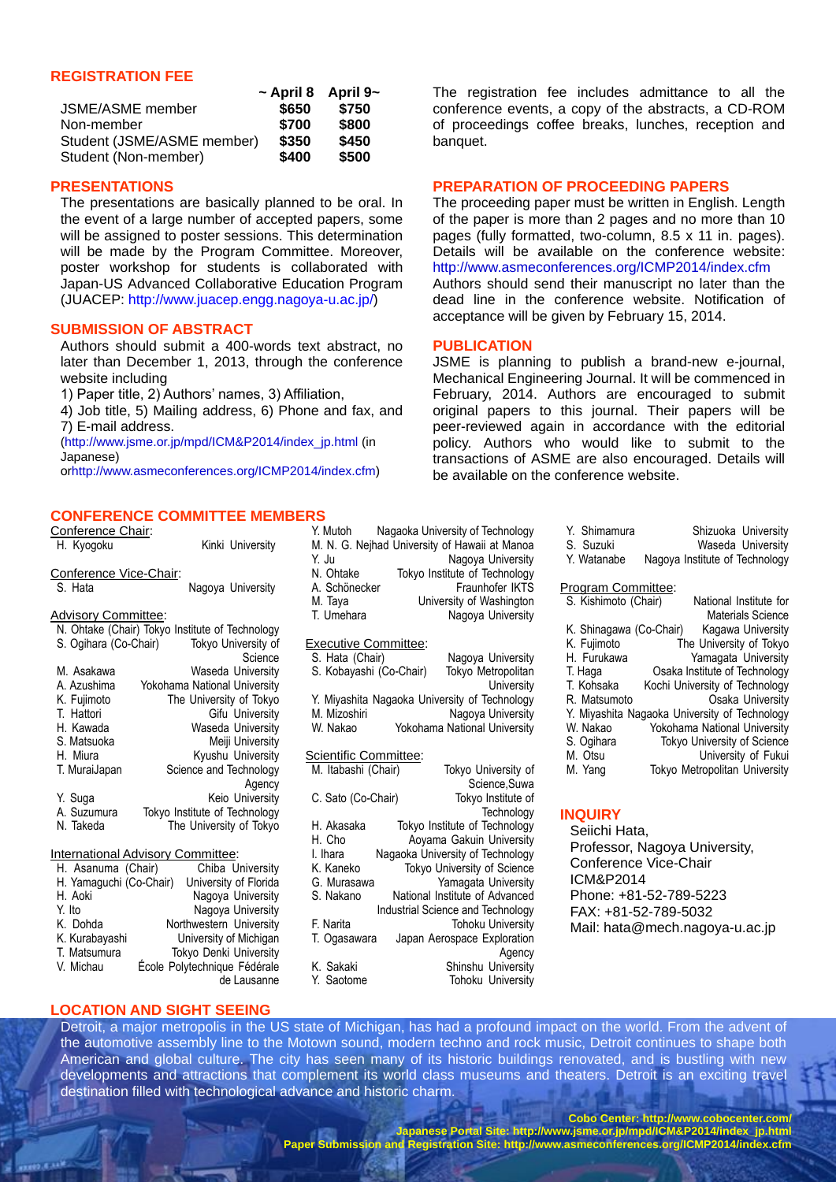## REGISTRATION FEE

| | ~ April 8 | April 9~ |
|---|---|---|
| JSME/ASME member | $650 | $750 |
| Non-member | $700 | $800 |
| Student (JSME/ASME member) | $350 | $450 |
| Student (Non-member) | $400 | $500 |

The registration fee includes admittance to all the conference events, a copy of the abstracts, a CD-ROM of proceedings coffee breaks, lunches, reception and banquet.

## PRESENTATIONS

The presentations are basically planned to be oral. In the event of a large number of accepted papers, some will be assigned to poster sessions. This determination will be made by the Program Committee. Moreover, poster workshop for students is collaborated with Japan-US Advanced Collaborative Education Program (JUACEP: http://www.juacep.engg.nagoya-u.ac.jp/)

## SUBMISSION OF ABSTRACT

Authors should submit a 400-words text abstract, no later than December 1, 2013, through the conference website including

1) Paper title, 2) Authors' names, 3) Affiliation,
4) Job title, 5) Mailing address, 6) Phone and fax, and
7) E-mail address.

(http://www.jsme.or.jp/mpd/ICM&P2014/index_jp.html (in Japanese)
orhttp://www.asmeconferences.org/ICMP2014/index.cfm)

## PREPARATION OF PROCEEDING PAPERS

The proceeding paper must be written in English. Length of the paper is more than 2 pages and no more than 10 pages (fully formatted, two-column, 8.5 x 11 in. pages). Details will be available on the conference website: http://www.asmeconferences.org/ICMP2014/index.cfm
Authors should send their manuscript no later than the dead line in the conference website. Notification of acceptance will be given by February 15, 2014.

## PUBLICATION

JSME is planning to publish a brand-new e-journal, Mechanical Engineering Journal. It will be commenced in February, 2014. Authors are encouraged to submit original papers to this journal. Their papers will be peer-reviewed again in accordance with the editorial policy. Authors who would like to submit to the transactions of ASME are also encouraged. Details will be available on the conference website.

## CONFERENCE COMMITTEE MEMBERS

Conference Chair:
H. Kyogoku — Kinki University

Conference Vice-Chair:
S. Hata — Nagoya University

Advisory Committee:
N. Ohtake (Chair) — Tokyo Institute of Technology
S. Ogihara (Co-Chair) — Tokyo University of Science
M. Asakawa — Waseda University
A. Azushima — Yokohama National University
K. Fujimoto — The University of Tokyo
T. Hattori — Gifu University
H. Kawada — Waseda University
S. Matsuoka — Meiji University
H. Miura — Kyushu University
T. Murai — Japan Science and Technology Agency
Y. Suga — Keio University
A. Suzumura — Tokyo Institute of Technology
N. Takeda — The University of Tokyo

International Advisory Committee:
H. Asanuma (Chair) — Chiba University
H. Yamaguchi (Co-Chair) — University of Florida
H. Aoki — Nagoya University
Y. Ito — Nagoya University
K. Dohda — Northwestern University
K. Kurabayashi — University of Michigan
T. Matsumura — Tokyo Denki University
V. Michau — École Polytechnique Fédérale de Lausanne
Y. Mutoh — Nagaoka University of Technology
M. N. G. Nejhad — University of Hawaii at Manoa
Y. Ju — Nagoya University
N. Ohtake — Tokyo Institute of Technology
A. Schönecker — Fraunhofer IKTS
M. Taya — University of Washington
T. Umehara — Nagoya University

Executive Committee:
S. Hata (Chair) — Nagoya University
S. Kobayashi (Co-Chair) — Tokyo Metropolitan University
Y. Miyashita — Nagaoka University of Technology
M. Mizoshiri — Nagoya University
W. Nakao — Yokohama National University

Scientific Committee:
M. Itabashi (Chair) — Tokyo University of Science,Suwa
C. Sato (Co-Chair) — Tokyo Institute of Technology
H. Akasaka — Tokyo Institute of Technology
H. Cho — Aoyama Gakuin University
I. Ihara — Nagaoka University of Technology
K. Kaneko — Tokyo University of Science
G. Murasawa — Yamagata University
S. Nakano — National Institute of Advanced Industrial Science and Technology
F. Narita — Tohoku University
T. Ogasawara — Japan Aerospace Exploration Agency
K. Sakaki — Shinshu University
Y. Saotome — Tohoku University
Y. Shimamura — Shizuoka University
S. Suzuki — Waseda University
Y. Watanabe — Nagoya Institute of Technology

Program Committee:
S. Kishimoto (Chair) — National Institute for Materials Science
K. Shinagawa (Co-Chair) — Kagawa University
K. Fujimoto — The University of Tokyo
H. Furukawa — Yamagata University
T. Haga — Osaka Institute of Technology
T. Kohsaka — Kochi University of Technology
R. Matsumoto — Osaka University
Y. Miyashita — Nagaoka University of Technology
W. Nakao — Yokohama National University
S. Ogihara — Tokyo University of Science
M. Otsu — University of Fukui
M. Yang — Tokyo Metropolitan University

## INQUIRY

Seiichi Hata,
Professor, Nagoya University,
Conference Vice-Chair
ICM&P2014
Phone: +81-52-789-5223
FAX: +81-52-789-5032
Mail: hata@mech.nagoya-u.ac.jp

## LOCATION AND SIGHT SEEING

Detroit, a major metropolis in the US state of Michigan, has had a profound impact on the world. From the advent of the automotive assembly line to the Motown sound, modern techno and rock music, Detroit continues to shape both American and global culture. The city has seen many of its historic buildings renovated, and is bustling with new developments and attractions that complement its world class museums and theaters. Detroit is an exciting travel destination filled with technological advance and historic charm.

**Cobo Center: http://www.cobocenter.com/**
**Japanese Portal Site: http://www.jsme.or.jp/mpd/ICM&P2014/index_jp.html**
**Paper Submission and Registration Site: http://www.asmeconferences.org/ICMP2014/index.cfm**